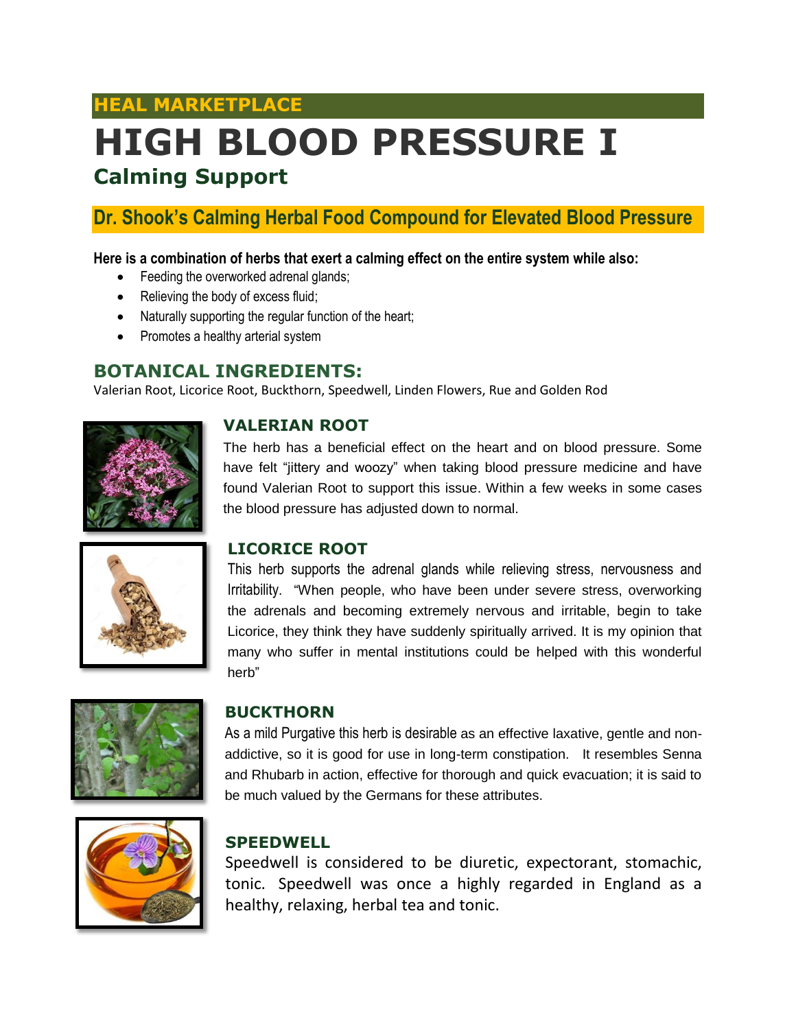## HEAL MARKETPLACE

# HIGH BLOOD PRESSURE I

## Calming Support

### Dr. Shook's Calming Herbal Food Compound for Elevated Blood Pressure

**Here is a combination of herbs that exert a calming effect on the entire system while also:**

- Feeding the overworked adrenal glands;
- Relieving the body of excess fluid;
- Naturally supporting the regular function of the heart;
- Promotes a healthy arterial system

## BOTANICAL INGREDIENTS:

Valerian Root, Licorice Root, Buckthorn, Speedwell, Linden Flowers, Rue and Golden Rod

### VALERIAN ROOT

The herb has a beneficial effect on the heart and on blood pressure. Some have felt "jittery and woozy" when taking blood pressure medicine and have found Valerian Root to support this issue. Within a few weeks in some cases the blood pressure has adjusted down to normal.

### LICORICE ROOT

This herb supports the adrenal glands while relieving stress, nervousness and Irritability. "When people, who have been under severe stress, overworking the adrenals and becoming extremely nervous and irritable, begin to take Licorice, they think they have suddenly spiritually arrived. It is my opinion that many who suffer in mental institutions could be helped with this wonderful herb"

### BUCKTHORN

As a mild Purgative this herb is desirable as an effective laxative, gentle and non-addictive, so it is good for use in long-term constipation. It resembles Senna and Rhubarb in action, effective for thorough and quick evacuation; it is said to be much valued by the Germans for these attributes.

### SPEEDWELL

Speedwell is considered to be diuretic, expectorant, stomachic, tonic. Speedwell was once a highly regarded in England as a healthy, relaxing, herbal tea and tonic.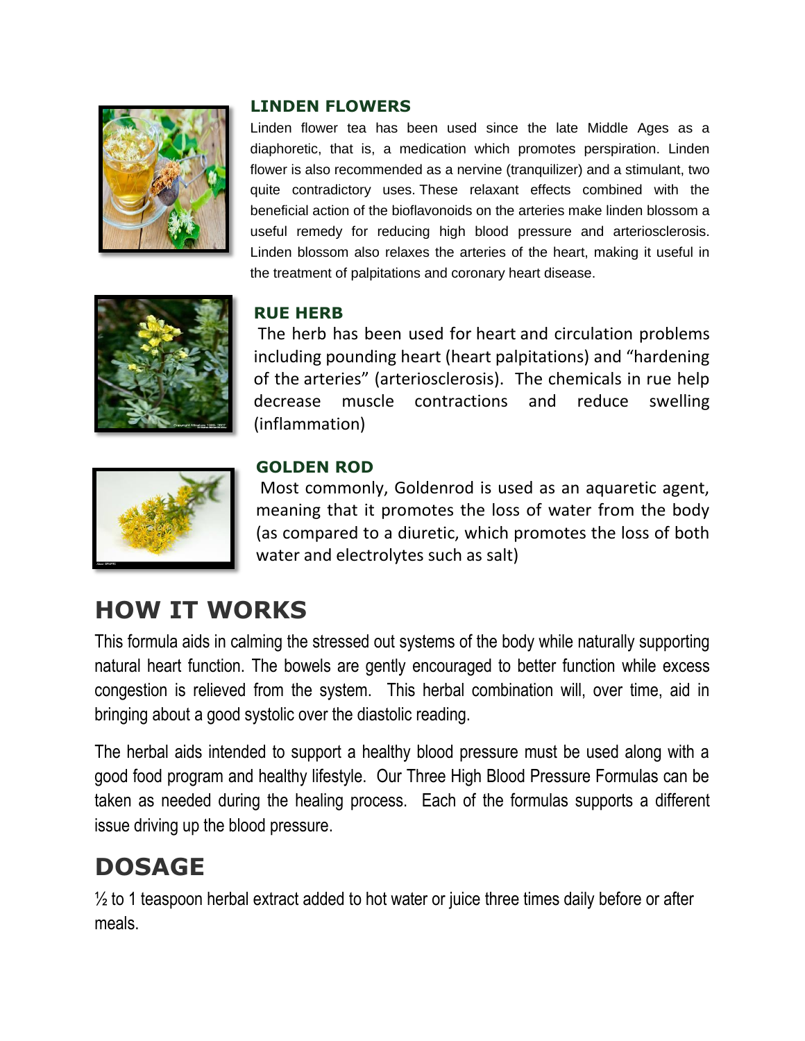### LINDEN FLOWERS

Linden flower tea has been used since the late Middle Ages as a diaphoretic, that is, a medication which promotes perspiration. Linden flower is also recommended as a nervine (tranquilizer) and a stimulant, two quite contradictory uses. These relaxant effects combined with the beneficial action of the bioflavonoids on the arteries make linden blossom a useful remedy for reducing high blood pressure and arteriosclerosis. Linden blossom also relaxes the arteries of the heart, making it useful in the treatment of palpitations and coronary heart disease.

### RUE HERB

The herb has been used for heart and circulation problems including pounding heart (heart palpitations) and "hardening of the arteries" (arteriosclerosis). The chemicals in rue help decrease muscle contractions and reduce swelling (inflammation)

### GOLDEN ROD

Most commonly, Goldenrod is used as an aquaretic agent, meaning that it promotes the loss of water from the body (as compared to a diuretic, which promotes the loss of both water and electrolytes such as salt)

## HOW IT WORKS

This formula aids in calming the stressed out systems of the body while naturally supporting natural heart function. The bowels are gently encouraged to better function while excess congestion is relieved from the system. This herbal combination will, over time, aid in bringing about a good systolic over the diastolic reading.

The herbal aids intended to support a healthy blood pressure must be used along with a good food program and healthy lifestyle. Our Three High Blood Pressure Formulas can be taken as needed during the healing process. Each of the formulas supports a different issue driving up the blood pressure.

## DOSAGE

½ to 1 teaspoon herbal extract added to hot water or juice three times daily before or after meals.